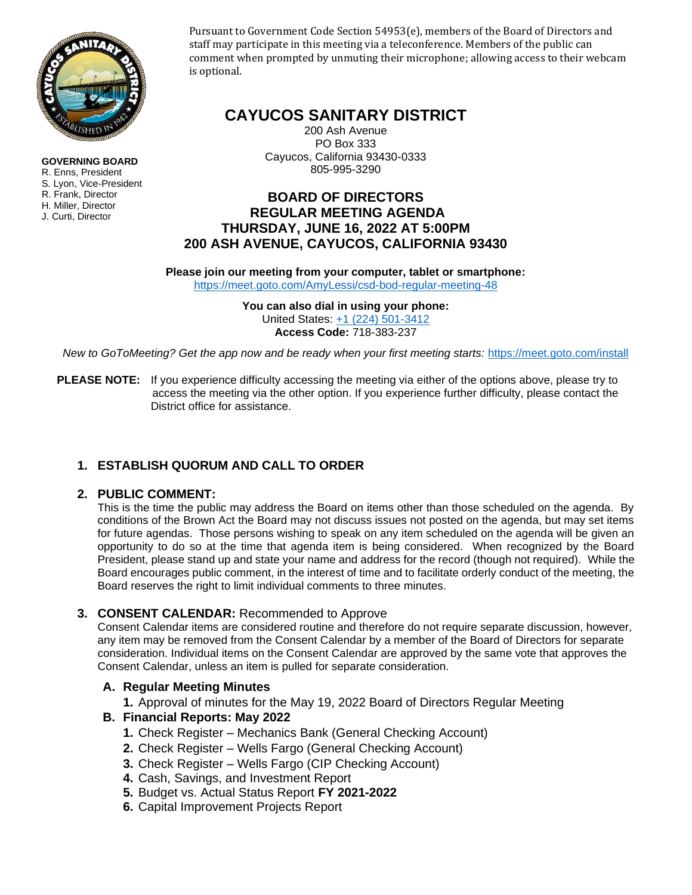Pursuant to Government Code Section 54953(e), members of the Board of Directors and staff may participate in this meeting via a teleconference. Members of the public can comment when prompted by unmuting their microphone; allowing access to their webcam is optional.

**GOVERNING BOARD**
R. Enns, President
S. Lyon, Vice-President
R. Frank, Director
H. Miller, Director
J. Curti, Director

# CAYUCOS SANITARY DISTRICT

200 Ash Avenue
PO Box 333
Cayucos, California 93430-0333
805-995-3290

## BOARD OF DIRECTORS
## REGULAR MEETING AGENDA
## THURSDAY, JUNE 16, 2022 AT 5:00PM
## 200 ASH AVENUE, CAYUCOS, CALIFORNIA 93430

**Please join our meeting from your computer, tablet or smartphone:**
https://meet.goto.com/AmyLessi/csd-bod-regular-meeting-48

**You can also dial in using your phone:**
United States: +1 (224) 501-3412
**Access Code:** 718-383-237

*New to GoToMeeting? Get the app now and be ready when your first meeting starts:* https://meet.goto.com/install

**PLEASE NOTE:** If you experience difficulty accessing the meeting via either of the options above, please try to access the meeting via the other option. If you experience further difficulty, please contact the District office for assistance.

### 1. ESTABLISH QUORUM AND CALL TO ORDER

### 2. PUBLIC COMMENT:

This is the time the public may address the Board on items other than those scheduled on the agenda. By conditions of the Brown Act the Board may not discuss issues not posted on the agenda, but may set items for future agendas. Those persons wishing to speak on any item scheduled on the agenda will be given an opportunity to do so at the time that agenda item is being considered. When recognized by the Board President, please stand up and state your name and address for the record (though not required). While the Board encourages public comment, in the interest of time and to facilitate orderly conduct of the meeting, the Board reserves the right to limit individual comments to three minutes.

### 3. CONSENT CALENDAR: Recommended to Approve

Consent Calendar items are considered routine and therefore do not require separate discussion, however, any item may be removed from the Consent Calendar by a member of the Board of Directors for separate consideration. Individual items on the Consent Calendar are approved by the same vote that approves the Consent Calendar, unless an item is pulled for separate consideration.

**A. Regular Meeting Minutes**

1. Approval of minutes for the May 19, 2022 Board of Directors Regular Meeting

**B. Financial Reports: May 2022**

1. Check Register – Mechanics Bank (General Checking Account)
2. Check Register – Wells Fargo (General Checking Account)
3. Check Register – Wells Fargo (CIP Checking Account)
4. Cash, Savings, and Investment Report
5. Budget vs. Actual Status Report **FY 2021-2022**
6. Capital Improvement Projects Report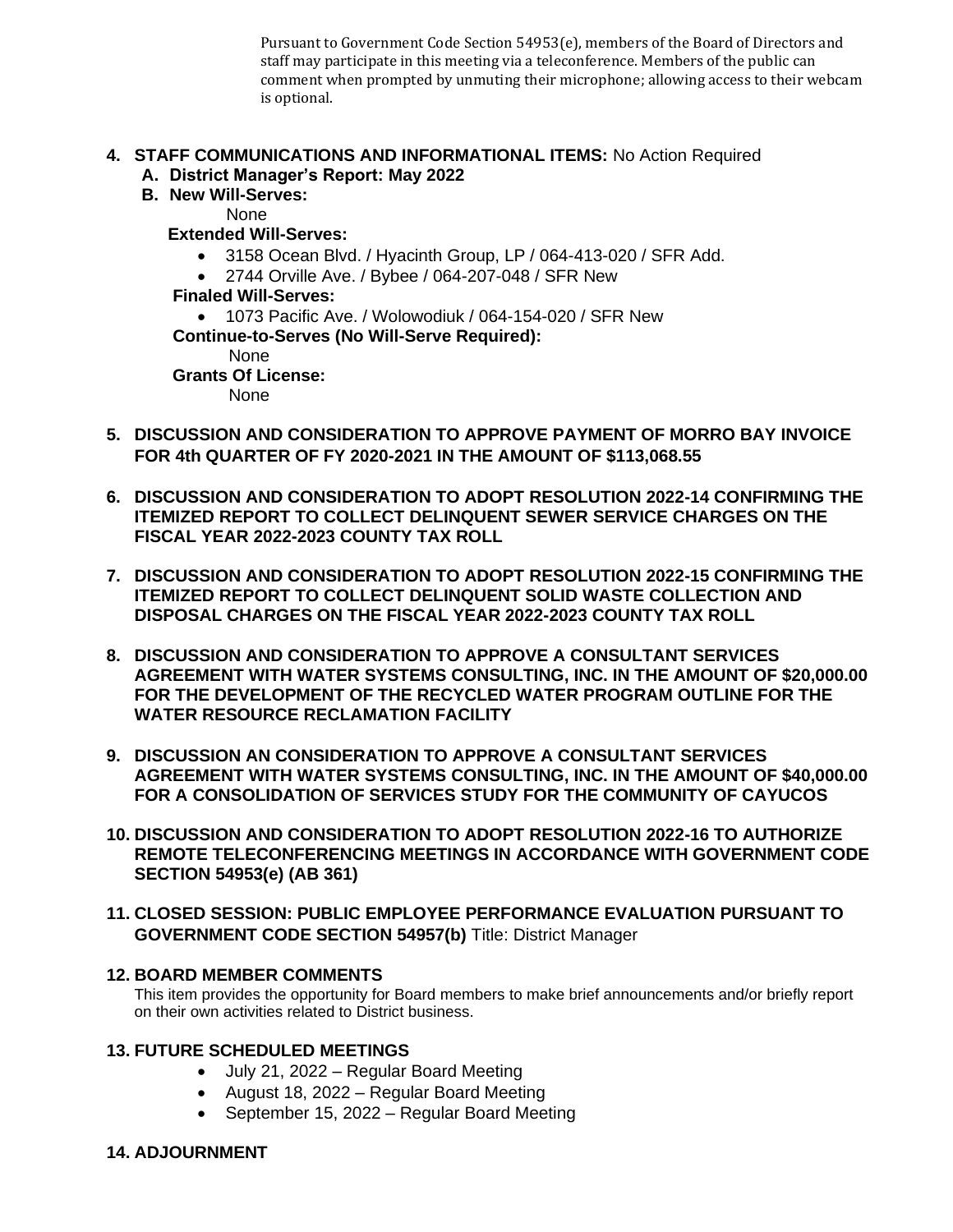Pursuant to Government Code Section 54953(e), members of the Board of Directors and staff may participate in this meeting via a teleconference. Members of the public can comment when prompted by unmuting their microphone; allowing access to their webcam is optional.

**4. STAFF COMMUNICATIONS AND INFORMATIONAL ITEMS:** No Action Required

**A. District Manager's Report: May 2022**

**B. New Will-Serves:**

None

**Extended Will-Serves:**

- 3158 Ocean Blvd. / Hyacinth Group, LP / 064-413-020 / SFR Add.
- 2744 Orville Ave. / Bybee / 064-207-048 / SFR New

**Finaled Will-Serves:**

- 1073 Pacific Ave. / Wolowodiuk / 064-154-020 / SFR New

**Continue-to-Serves (No Will-Serve Required):**

None

**Grants Of License:**

None

**5. DISCUSSION AND CONSIDERATION TO APPROVE PAYMENT OF MORRO BAY INVOICE FOR 4th QUARTER OF FY 2020-2021 IN THE AMOUNT OF $113,068.55**

**6. DISCUSSION AND CONSIDERATION TO ADOPT RESOLUTION 2022-14 CONFIRMING THE ITEMIZED REPORT TO COLLECT DELINQUENT SEWER SERVICE CHARGES ON THE FISCAL YEAR 2022-2023 COUNTY TAX ROLL**

**7. DISCUSSION AND CONSIDERATION TO ADOPT RESOLUTION 2022-15 CONFIRMING THE ITEMIZED REPORT TO COLLECT DELINQUENT SOLID WASTE COLLECTION AND DISPOSAL CHARGES ON THE FISCAL YEAR 2022-2023 COUNTY TAX ROLL**

**8. DISCUSSION AND CONSIDERATION TO APPROVE A CONSULTANT SERVICES AGREEMENT WITH WATER SYSTEMS CONSULTING, INC. IN THE AMOUNT OF $20,000.00 FOR THE DEVELOPMENT OF THE RECYCLED WATER PROGRAM OUTLINE FOR THE WATER RESOURCE RECLAMATION FACILITY**

**9. DISCUSSION AN CONSIDERATION TO APPROVE A CONSULTANT SERVICES AGREEMENT WITH WATER SYSTEMS CONSULTING, INC. IN THE AMOUNT OF $40,000.00 FOR A CONSOLIDATION OF SERVICES STUDY FOR THE COMMUNITY OF CAYUCOS**

**10. DISCUSSION AND CONSIDERATION TO ADOPT RESOLUTION 2022-16 TO AUTHORIZE REMOTE TELECONFERENCING MEETINGS IN ACCORDANCE WITH GOVERNMENT CODE SECTION 54953(e) (AB 361)**

**11. CLOSED SESSION: PUBLIC EMPLOYEE PERFORMANCE EVALUATION PURSUANT TO GOVERNMENT CODE SECTION 54957(b)** Title: District Manager

**12. BOARD MEMBER COMMENTS**

This item provides the opportunity for Board members to make brief announcements and/or briefly report on their own activities related to District business.

**13. FUTURE SCHEDULED MEETINGS**

- July 21, 2022 – Regular Board Meeting
- August 18, 2022 – Regular Board Meeting
- September 15, 2022 – Regular Board Meeting

**14. ADJOURNMENT**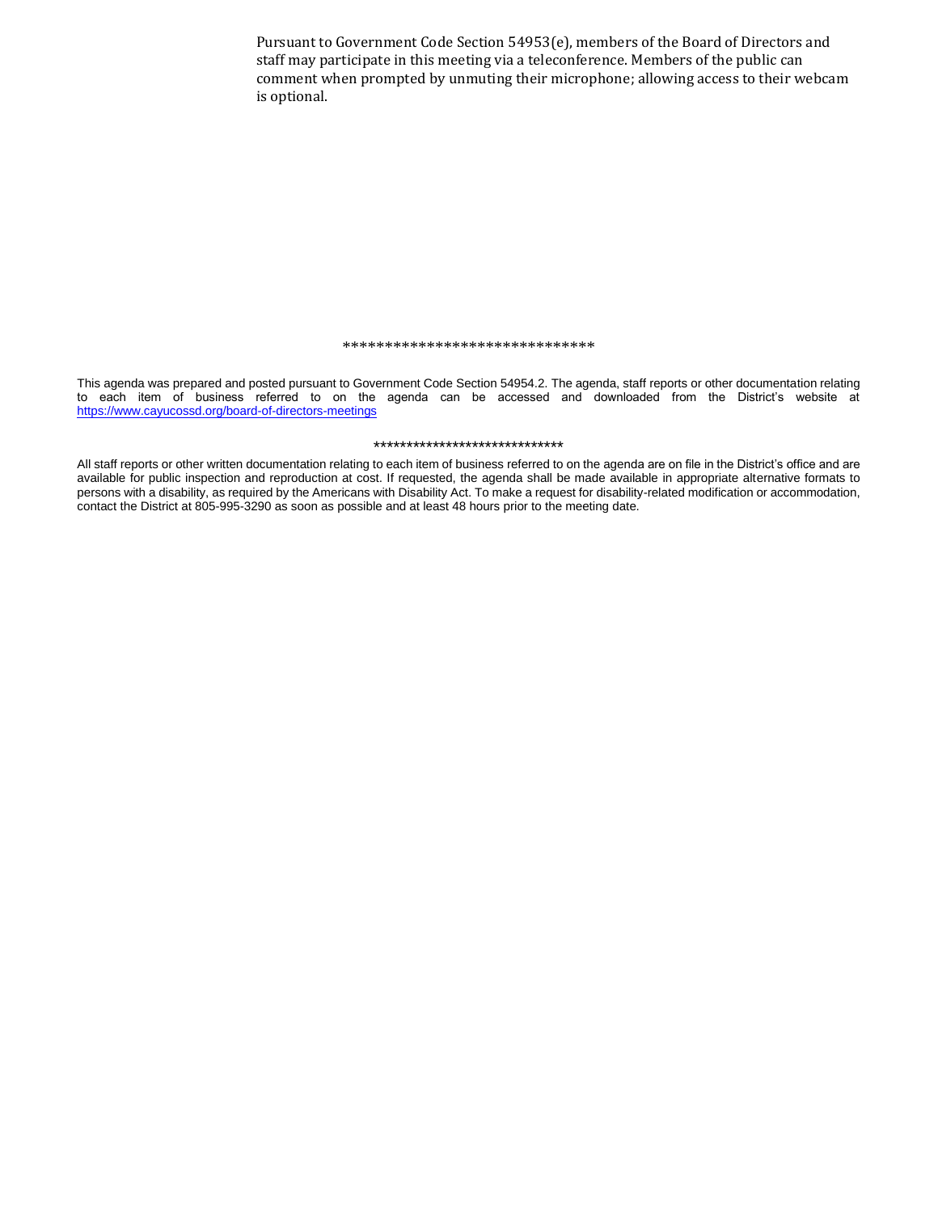Pursuant to Government Code Section 54953(e), members of the Board of Directors and staff may participate in this meeting via a teleconference. Members of the public can comment when prompted by unmuting their microphone; allowing access to their webcam is optional.

******************************

This agenda was prepared and posted pursuant to Government Code Section 54954.2. The agenda, staff reports or other documentation relating to each item of business referred to on the agenda can be accessed and downloaded from the District's website at [https://www.cayucossd.org/board-of-directors-meetings](https://www.cayucossd.org/board-of-directors-meetings)

*****************************

All staff reports or other written documentation relating to each item of business referred to on the agenda are on file in the District's office and are available for public inspection and reproduction at cost. If requested, the agenda shall be made available in appropriate alternative formats to persons with a disability, as required by the Americans with Disability Act. To make a request for disability-related modification or accommodation, contact the District at 805-995-3290 as soon as possible and at least 48 hours prior to the meeting date.